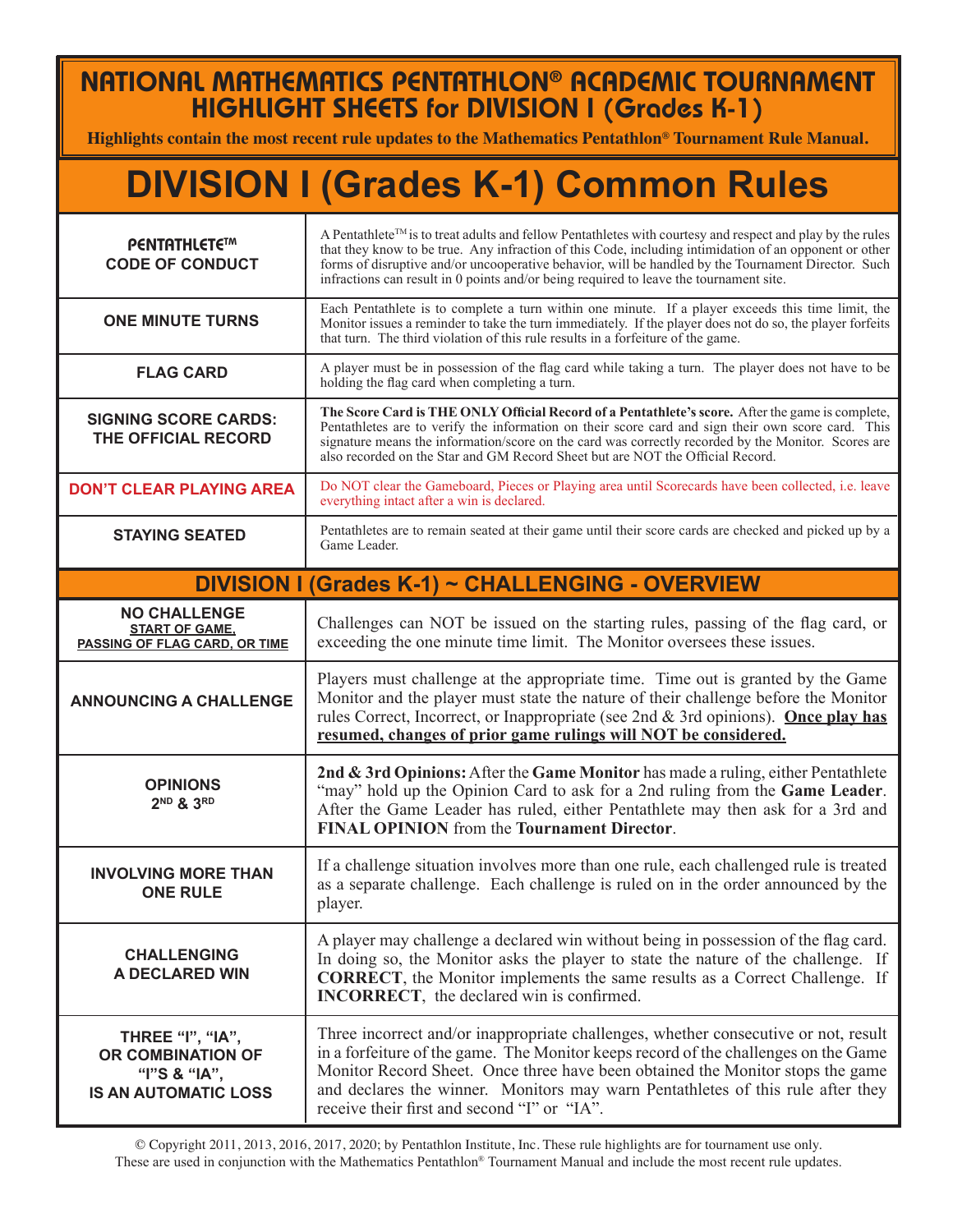# NATIONAL MATHEMATICS PENTATHLON® ACADEMIC TOURNAMENT HIGHLIGHT SHEETS for DIVISION I (Grades K-1)

**Highlights contain the most recent rule updates to the Mathematics Pentathlon® Tournament Rule Manual.**

# DIVISION I (Grades K-1) Common Rules

| | |
|---|---|
| **PENTATHLETE™ CODE OF CONDUCT** | A Pentathlete™ is to treat adults and fellow Pentathletes with courtesy and respect and play by the rules that they know to be true. Any infraction of this Code, including intimidation of an opponent or other forms of disruptive and/or uncooperative behavior, will be handled by the Tournament Director. Such infractions can result in 0 points and/or being required to leave the tournament site. |
| **ONE MINUTE TURNS** | Each Pentathlete is to complete a turn within one minute. If a player exceeds this time limit, the Monitor issues a reminder to take the turn immediately. If the player does not do so, the player forfeits that turn. The third violation of this rule results in a forfeiture of the game. |
| **FLAG CARD** | A player must be in possession of the flag card while taking a turn. The player does not have to be holding the flag card when completing a turn. |
| **SIGNING SCORE CARDS: THE OFFICIAL RECORD** | **The Score Card is THE ONLY Official Record of a Pentathlete's score.** After the game is complete, Pentathletes are to verify the information on their score card and sign their own score card. This signature means the information/score on the card was correctly recorded by the Monitor. Scores are also recorded on the Star and GM Record Sheet but are NOT the Official Record. |
| **DON'T CLEAR PLAYING AREA** | Do NOT clear the Gameboard, Pieces or Playing area until Scorecards have been collected, i.e. leave everything intact after a win is declared. |
| **STAYING SEATED** | Pentathletes are to remain seated at their game until their score cards are checked and picked up by a Game Leader. |

## DIVISION I (Grades K-1) ~ CHALLENGING - OVERVIEW

| | |
|---|---|
| **NO CHALLENGE** START OF GAME, PASSING OF FLAG CARD, OR TIME | Challenges can NOT be issued on the starting rules, passing of the flag card, or exceeding the one minute time limit. The Monitor oversees these issues. |
| **ANNOUNCING A CHALLENGE** | Players must challenge at the appropriate time. Time out is granted by the Game Monitor and the player must state the nature of their challenge before the Monitor rules Correct, Incorrect, or Inappropriate (see 2nd & 3rd opinions). **Once play has resumed, changes of prior game rulings will NOT be considered.** |
| **OPINIONS 2ND & 3RD** | **2nd & 3rd Opinions:** After the **Game Monitor** has made a ruling, either Pentathlete "may" hold up the Opinion Card to ask for a 2nd ruling from the **Game Leader**. After the Game Leader has ruled, either Pentathlete may then ask for a 3rd and **FINAL OPINION** from the **Tournament Director**. |
| **INVOLVING MORE THAN ONE RULE** | If a challenge situation involves more than one rule, each challenged rule is treated as a separate challenge. Each challenge is ruled on in the order announced by the player. |
| **CHALLENGING A DECLARED WIN** | A player may challenge a declared win without being in possession of the flag card. In doing so, the Monitor asks the player to state the nature of the challenge. If **CORRECT**, the Monitor implements the same results as a Correct Challenge. If **INCORRECT**, the declared win is confirmed. |
| **THREE "I", "IA", OR COMBINATION OF "I"S & "IA", IS AN AUTOMATIC LOSS** | Three incorrect and/or inappropriate challenges, whether consecutive or not, result in a forfeiture of the game. The Monitor keeps record of the challenges on the Game Monitor Record Sheet. Once three have been obtained the Monitor stops the game and declares the winner. Monitors may warn Pentathletes of this rule after they receive their first and second "I" or "IA". |

© Copyright 2011, 2013, 2016, 2017, 2020; by Pentathlon Institute, Inc. These rule highlights are for tournament use only. These are used in conjunction with the Mathematics Pentathlon® Tournament Manual and include the most recent rule updates.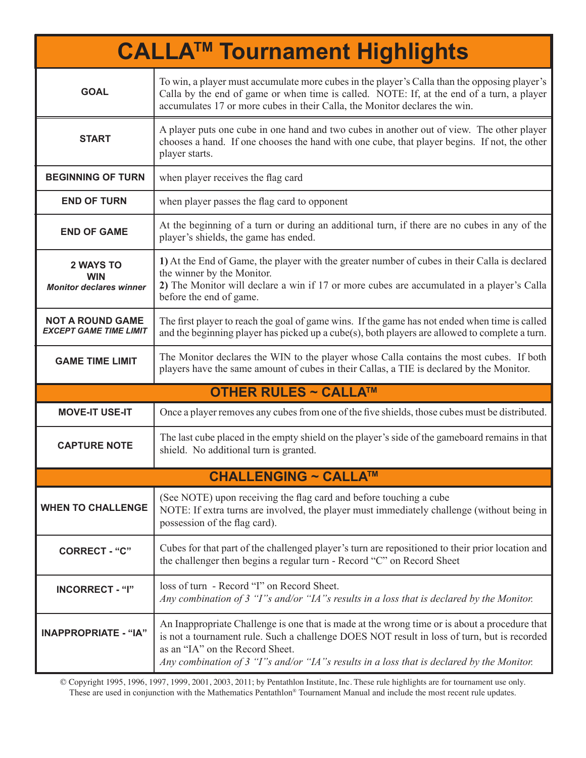# CALLA™ Tournament Highlights

| | |
|---|---|
| **GOAL** | To win, a player must accumulate more cubes in the player's Calla than the opposing player's Calla by the end of game or when time is called. NOTE: If, at the end of a turn, a player accumulates 17 or more cubes in their Calla, the Monitor declares the win. |
| **START** | A player puts one cube in one hand and two cubes in another out of view. The other player chooses a hand. If one chooses the hand with one cube, that player begins. If not, the other player starts. |
| **BEGINNING OF TURN** | when player receives the flag card |
| **END OF TURN** | when player passes the flag card to opponent |
| **END OF GAME** | At the beginning of a turn or during an additional turn, if there are no cubes in any of the player's shields, the game has ended. |
| **2 WAYS TO WIN** *Monitor declares winner* | **1)** At the End of Game, the player with the greater number of cubes in their Calla is declared the winner by the Monitor. **2)** The Monitor will declare a win if 17 or more cubes are accumulated in a player's Calla before the end of game. |
| **NOT A ROUND GAME** *EXCEPT GAME TIME LIMIT* | The first player to reach the goal of game wins. If the game has not ended when time is called and the beginning player has picked up a cube(s), both players are allowed to complete a turn. |
| **GAME TIME LIMIT** | The Monitor declares the WIN to the player whose Calla contains the most cubes. If both players have the same amount of cubes in their Callas, a TIE is declared by the Monitor. |

## OTHER RULES ~ CALLA™

| | |
|---|---|
| **MOVE-IT USE-IT** | Once a player removes any cubes from one of the five shields, those cubes must be distributed. |
| **CAPTURE NOTE** | The last cube placed in the empty shield on the player's side of the gameboard remains in that shield. No additional turn is granted. |

## CHALLENGING ~ CALLA™

| | |
|---|---|
| **WHEN TO CHALLENGE** | (See NOTE) upon receiving the flag card and before touching a cube NOTE: If extra turns are involved, the player must immediately challenge (without being in possession of the flag card). |
| **CORRECT - "C"** | Cubes for that part of the challenged player's turn are repositioned to their prior location and the challenger then begins a regular turn - Record "C" on Record Sheet |
| **INCORRECT - "I"** | loss of turn - Record "I" on Record Sheet. *Any combination of 3 "I"s and/or "IA"s results in a loss that is declared by the Monitor.* |
| **INAPPROPRIATE - "IA"** | An Inappropriate Challenge is one that is made at the wrong time or is about a procedure that is not a tournament rule. Such a challenge DOES NOT result in loss of turn, but is recorded as an "IA" on the Record Sheet. *Any combination of 3 "I"s and/or "IA"s results in a loss that is declared by the Monitor.* |

© Copyright 1995, 1996, 1997, 1999, 2001, 2003, 2011; by Pentathlon Institute, Inc. These rule highlights are for tournament use only. These are used in conjunction with the Mathematics Pentathlon® Tournament Manual and include the most recent rule updates.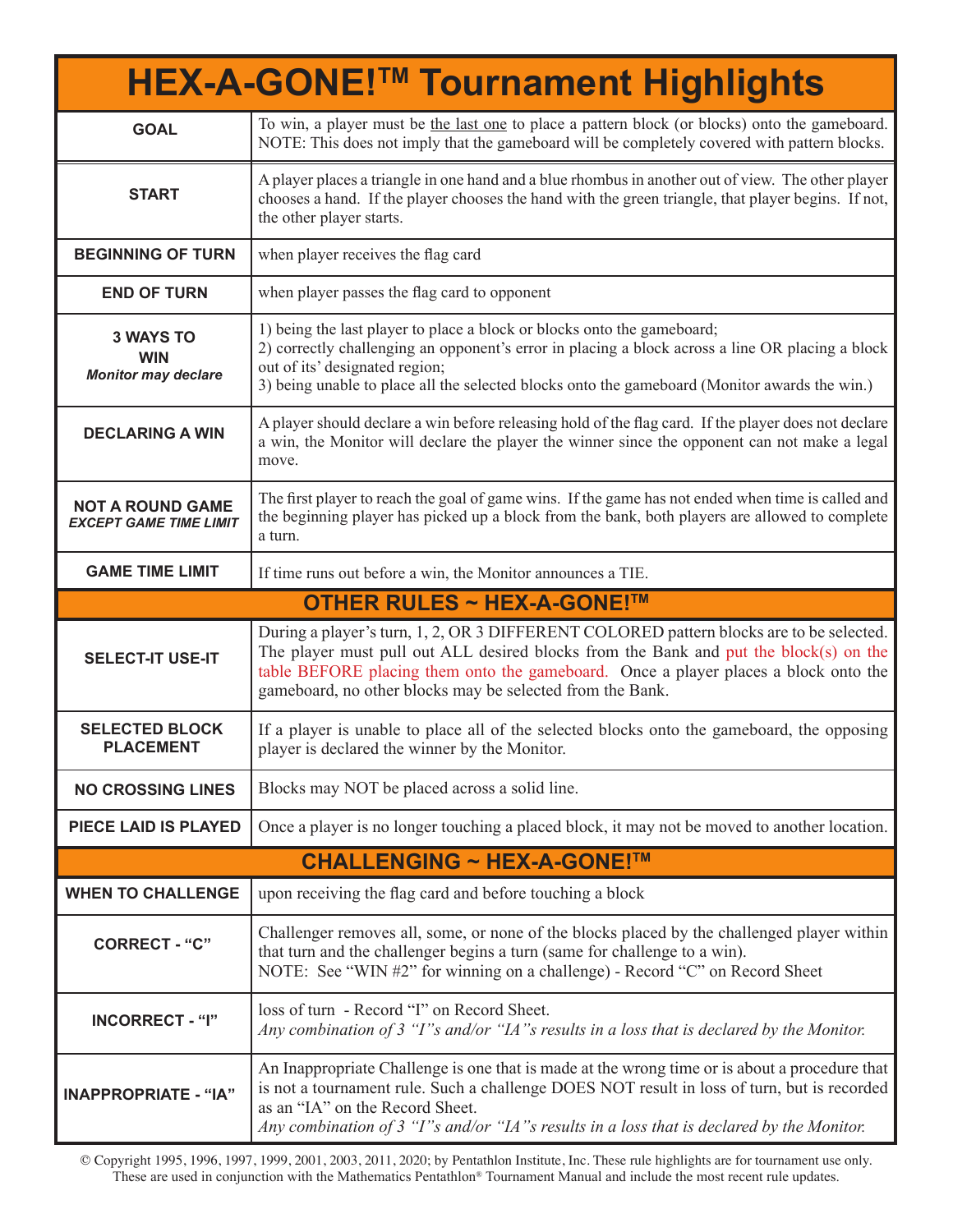# HEX-A-GONE!™ Tournament Highlights

| | |
|---|---|
| **GOAL** | To win, a player must be the last one to place a pattern block (or blocks) onto the gameboard. NOTE: This does not imply that the gameboard will be completely covered with pattern blocks. |
| **START** | A player places a triangle in one hand and a blue rhombus in another out of view. The other player chooses a hand. If the player chooses the hand with the green triangle, that player begins. If not, the other player starts. |
| **BEGINNING OF TURN** | when player receives the flag card |
| **END OF TURN** | when player passes the flag card to opponent |
| **3 WAYS TO WIN** *Monitor may declare* | 1) being the last player to place a block or blocks onto the gameboard; 2) correctly challenging an opponent's error in placing a block across a line OR placing a block out of its' designated region; 3) being unable to place all the selected blocks onto the gameboard (Monitor awards the win.) |
| **DECLARING A WIN** | A player should declare a win before releasing hold of the flag card. If the player does not declare a win, the Monitor will declare the player the winner since the opponent can not make a legal move. |
| **NOT A ROUND GAME** *EXCEPT GAME TIME LIMIT* | The first player to reach the goal of game wins. If the game has not ended when time is called and the beginning player has picked up a block from the bank, both players are allowed to complete a turn. |
| **GAME TIME LIMIT** | If time runs out before a win, the Monitor announces a TIE. |

## OTHER RULES ~ HEX-A-GONE!™

| | |
|---|---|
| **SELECT-IT USE-IT** | During a player's turn, 1, 2, OR 3 DIFFERENT COLORED pattern blocks are to be selected. The player must pull out ALL desired blocks from the Bank and put the block(s) on the table BEFORE placing them onto the gameboard. Once a player places a block onto the gameboard, no other blocks may be selected from the Bank. |
| **SELECTED BLOCK PLACEMENT** | If a player is unable to place all of the selected blocks onto the gameboard, the opposing player is declared the winner by the Monitor. |
| **NO CROSSING LINES** | Blocks may NOT be placed across a solid line. |
| **PIECE LAID IS PLAYED** | Once a player is no longer touching a placed block, it may not be moved to another location. |

## CHALLENGING ~ HEX-A-GONE!™

| | |
|---|---|
| **WHEN TO CHALLENGE** | upon receiving the flag card and before touching a block |
| **CORRECT - "C"** | Challenger removes all, some, or none of the blocks placed by the challenged player within that turn and the challenger begins a turn (same for challenge to a win). NOTE: See "WIN #2" for winning on a challenge) - Record "C" on Record Sheet |
| **INCORRECT - "I"** | loss of turn - Record "I" on Record Sheet. *Any combination of 3 "I"s and/or "IA"s results in a loss that is declared by the Monitor.* |
| **INAPPROPRIATE - "IA"** | An Inappropriate Challenge is one that is made at the wrong time or is about a procedure that is not a tournament rule. Such a challenge DOES NOT result in loss of turn, but is recorded as an "IA" on the Record Sheet. *Any combination of 3 "I"s and/or "IA"s results in a loss that is declared by the Monitor.* |

© Copyright 1995, 1996, 1997, 1999, 2001, 2003, 2011, 2020; by Pentathlon Institute, Inc. These rule highlights are for tournament use only. These are used in conjunction with the Mathematics Pentathlon® Tournament Manual and include the most recent rule updates.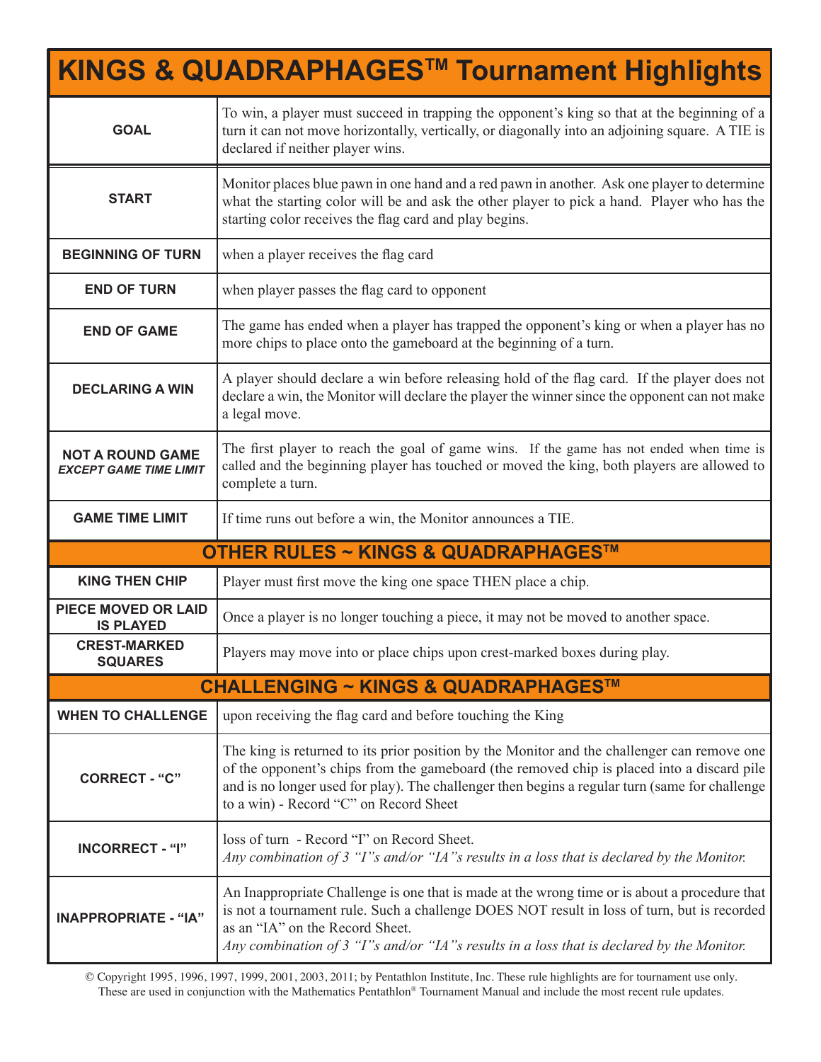# KINGS & QUADRAPHAGES™ Tournament Highlights

| | |
|---|---|
| **GOAL** | To win, a player must succeed in trapping the opponent's king so that at the beginning of a turn it can not move horizontally, vertically, or diagonally into an adjoining square. A TIE is declared if neither player wins. |
| **START** | Monitor places blue pawn in one hand and a red pawn in another. Ask one player to determine what the starting color will be and ask the other player to pick a hand. Player who has the starting color receives the flag card and play begins. |
| **BEGINNING OF TURN** | when a player receives the flag card |
| **END OF TURN** | when player passes the flag card to opponent |
| **END OF GAME** | The game has ended when a player has trapped the opponent's king or when a player has no more chips to place onto the gameboard at the beginning of a turn. |
| **DECLARING A WIN** | A player should declare a win before releasing hold of the flag card. If the player does not declare a win, the Monitor will declare the player the winner since the opponent can not make a legal move. |
| **NOT A ROUND GAME** ***EXCEPT GAME TIME LIMIT*** | The first player to reach the goal of game wins. If the game has not ended when time is called and the beginning player has touched or moved the king, both players are allowed to complete a turn. |
| **GAME TIME LIMIT** | If time runs out before a win, the Monitor announces a TIE. |

## OTHER RULES ~ KINGS & QUADRAPHAGES™

| | |
|---|---|
| **KING THEN CHIP** | Player must first move the king one space THEN place a chip. |
| **PIECE MOVED OR LAID IS PLAYED** | Once a player is no longer touching a piece, it may not be moved to another space. |
| **CREST-MARKED SQUARES** | Players may move into or place chips upon crest-marked boxes during play. |

## CHALLENGING ~ KINGS & QUADRAPHAGES™

| | |
|---|---|
| **WHEN TO CHALLENGE** | upon receiving the flag card and before touching the King |
| **CORRECT - "C"** | The king is returned to its prior position by the Monitor and the challenger can remove one of the opponent's chips from the gameboard (the removed chip is placed into a discard pile and is no longer used for play). The challenger then begins a regular turn (same for challenge to a win) - Record "C" on Record Sheet |
| **INCORRECT - "I"** | loss of turn - Record "I" on Record Sheet. *Any combination of 3 "I"s and/or "IA"s results in a loss that is declared by the Monitor.* |
| **INAPPROPRIATE - "IA"** | An Inappropriate Challenge is one that is made at the wrong time or is about a procedure that is not a tournament rule. Such a challenge DOES NOT result in loss of turn, but is recorded as an "IA" on the Record Sheet. *Any combination of 3 "I"s and/or "IA"s results in a loss that is declared by the Monitor.* |

© Copyright 1995, 1996, 1997, 1999, 2001, 2003, 2011; by Pentathlon Institute, Inc. These rule highlights are for tournament use only. These are used in conjunction with the Mathematics Pentathlon® Tournament Manual and include the most recent rule updates.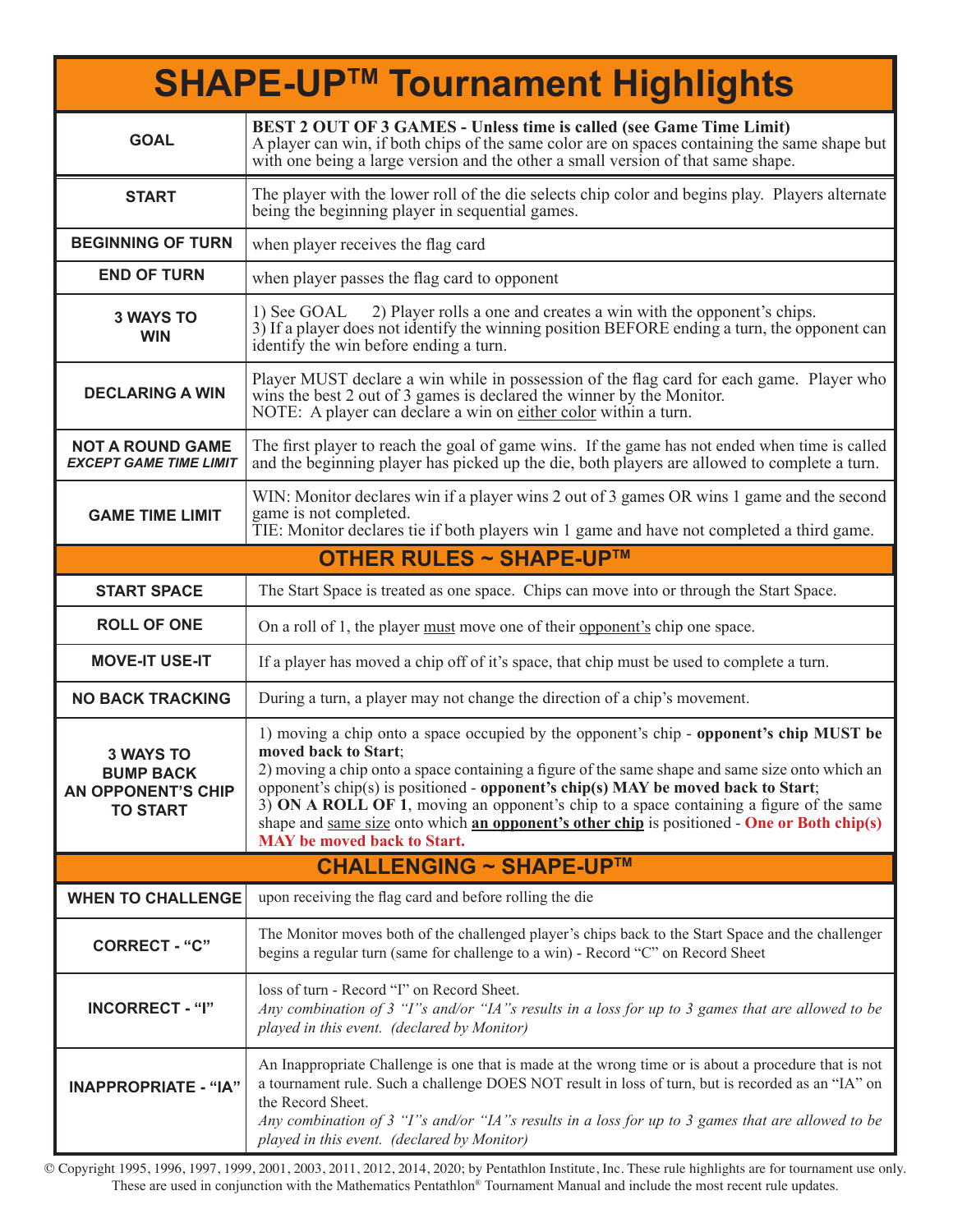# SHAPE-UP™ Tournament Highlights

| | |
|---|---|
| **GOAL** | **BEST 2 OUT OF 3 GAMES - Unless time is called (see Game Time Limit)** A player can win, if both chips of the same color are on spaces containing the same shape but with one being a large version and the other a small version of that same shape. |
| **START** | The player with the lower roll of the die selects chip color and begins play. Players alternate being the beginning player in sequential games. |
| **BEGINNING OF TURN** | when player receives the flag card |
| **END OF TURN** | when player passes the flag card to opponent |
| **3 WAYS TO WIN** | 1) See GOAL 2) Player rolls a one and creates a win with the opponent's chips. 3) If a player does not identify the winning position BEFORE ending a turn, the opponent can identify the win before ending a turn. |
| **DECLARING A WIN** | Player MUST declare a win while in possession of the flag card for each game. Player who wins the best 2 out of 3 games is declared the winner by the Monitor. NOTE: A player can declare a win on <u>either color</u> within a turn. |
| **NOT A ROUND GAME** ***EXCEPT GAME TIME LIMIT*** | The first player to reach the goal of game wins. If the game has not ended when time is called and the beginning player has picked up the die, both players are allowed to complete a turn. |
| **GAME TIME LIMIT** | WIN: Monitor declares win if a player wins 2 out of 3 games OR wins 1 game and the second game is not completed. TIE: Monitor declares tie if both players win 1 game and have not completed a third game. |

## OTHER RULES ~ SHAPE-UP™

| | |
|---|---|
| **START SPACE** | The Start Space is treated as one space. Chips can move into or through the Start Space. |
| **ROLL OF ONE** | On a roll of 1, the player <u>must</u> move one of their <u>opponent's</u> chip one space. |
| **MOVE-IT USE-IT** | If a player has moved a chip off of it's space, that chip must be used to complete a turn. |
| **NO BACK TRACKING** | During a turn, a player may not change the direction of a chip's movement. |
| **3 WAYS TO BUMP BACK AN OPPONENT'S CHIP TO START** | 1) moving a chip onto a space occupied by the opponent's chip - **opponent's chip MUST be moved back to Start**; 2) moving a chip onto a space containing a figure of the same shape and same size onto which an opponent's chip(s) is positioned - **opponent's chip(s) MAY be moved back to Start**; 3) **ON A ROLL OF 1**, moving an opponent's chip to a space containing a figure of the same shape and <u>same size</u> onto which **<u>an opponent's other chip</u>** is positioned - **One or Both chip(s) MAY be moved back to Start.** |

## CHALLENGING ~ SHAPE-UP™

| | |
|---|---|
| **WHEN TO CHALLENGE** | upon receiving the flag card and before rolling the die |
| **CORRECT - "C"** | The Monitor moves both of the challenged player's chips back to the Start Space and the challenger begins a regular turn (same for challenge to a win) - Record "C" on Record Sheet |
| **INCORRECT - "I"** | loss of turn - Record "I" on Record Sheet. *Any combination of 3 "I"s and/or "IA"s results in a loss for up to 3 games that are allowed to be played in this event. (declared by Monitor)* |
| **INAPPROPRIATE - "IA"** | An Inappropriate Challenge is one that is made at the wrong time or is about a procedure that is not a tournament rule. Such a challenge DOES NOT result in loss of turn, but is recorded as an "IA" on the Record Sheet. *Any combination of 3 "I"s and/or "IA"s results in a loss for up to 3 games that are allowed to be played in this event. (declared by Monitor)* |

© Copyright 1995, 1996, 1997, 1999, 2001, 2003, 2011, 2012, 2014, 2020; by Pentathlon Institute, Inc. These rule highlights are for tournament use only. These are used in conjunction with the Mathematics Pentathlon® Tournament Manual and include the most recent rule updates.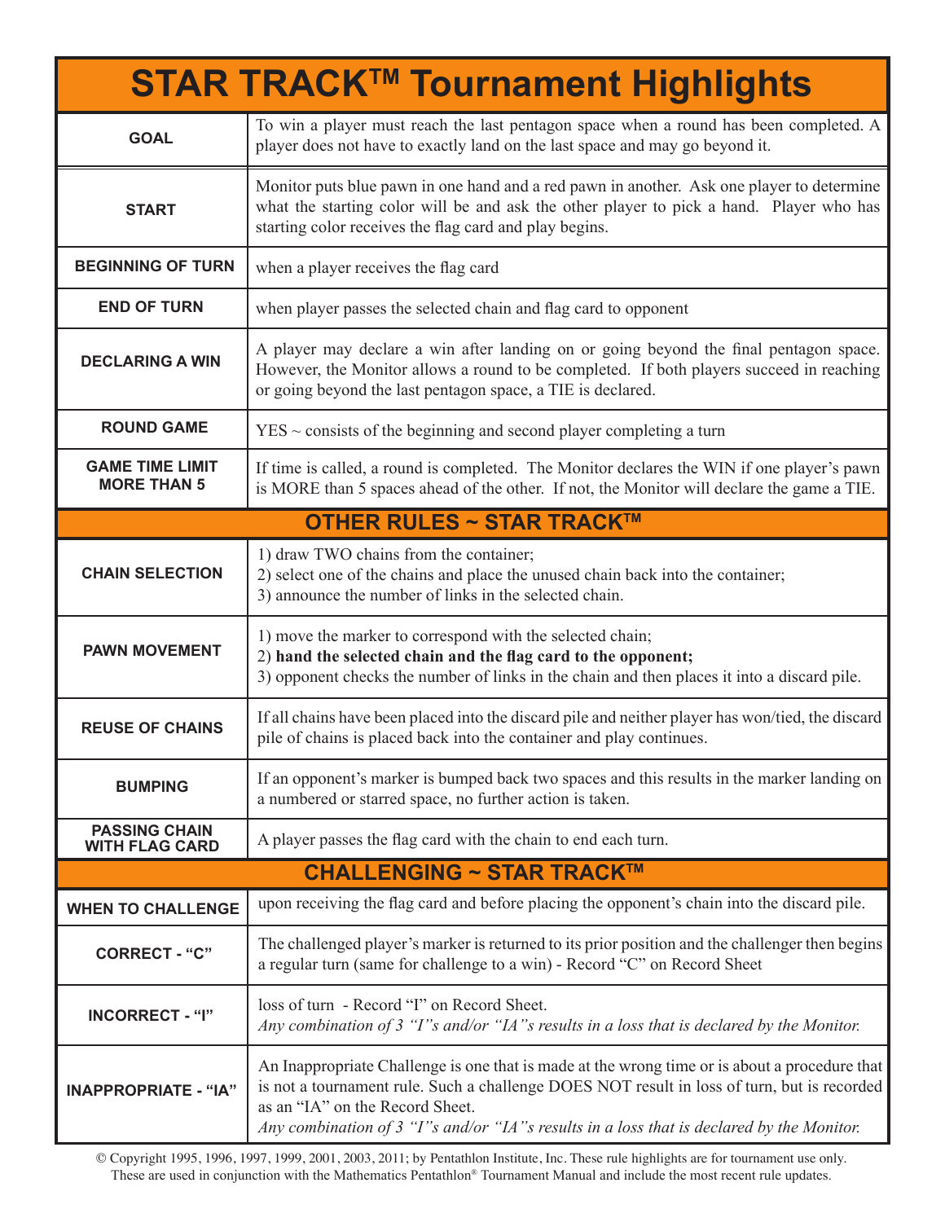# STAR TRACK™ Tournament Highlights

| | |
|---|---|
| **GOAL** | To win a player must reach the last pentagon space when a round has been completed. A player does not have to exactly land on the last space and may go beyond it. |
| **START** | Monitor puts blue pawn in one hand and a red pawn in another. Ask one player to determine what the starting color will be and ask the other player to pick a hand. Player who has starting color receives the flag card and play begins. |
| **BEGINNING OF TURN** | when a player receives the flag card |
| **END OF TURN** | when player passes the selected chain and flag card to opponent |
| **DECLARING A WIN** | A player may declare a win after landing on or going beyond the final pentagon space. However, the Monitor allows a round to be completed. If both players succeed in reaching or going beyond the last pentagon space, a TIE is declared. |
| **ROUND GAME** | YES ~ consists of the beginning and second player completing a turn |
| **GAME TIME LIMIT MORE THAN 5** | If time is called, a round is completed. The Monitor declares the WIN if one player's pawn is MORE than 5 spaces ahead of the other. If not, the Monitor will declare the game a TIE. |

## OTHER RULES ~ STAR TRACK™

| | |
|---|---|
| **CHAIN SELECTION** | 1) draw TWO chains from the container;<br>2) select one of the chains and place the unused chain back into the container;<br>3) announce the number of links in the selected chain. |
| **PAWN MOVEMENT** | 1) move the marker to correspond with the selected chain;<br>2) **hand the selected chain and the flag card to the opponent;**<br>3) opponent checks the number of links in the chain and then places it into a discard pile. |
| **REUSE OF CHAINS** | If all chains have been placed into the discard pile and neither player has won/tied, the discard pile of chains is placed back into the container and play continues. |
| **BUMPING** | If an opponent's marker is bumped back two spaces and this results in the marker landing on a numbered or starred space, no further action is taken. |
| **PASSING CHAIN WITH FLAG CARD** | A player passes the flag card with the chain to end each turn. |

## CHALLENGING ~ STAR TRACK™

| | |
|---|---|
| **WHEN TO CHALLENGE** | upon receiving the flag card and before placing the opponent's chain into the discard pile. |
| **CORRECT - "C"** | The challenged player's marker is returned to its prior position and the challenger then begins a regular turn (same for challenge to a win) - Record "C" on Record Sheet |
| **INCORRECT - "I"** | loss of turn - Record "I" on Record Sheet.<br>*Any combination of 3 "I"s and/or "IA"s results in a loss that is declared by the Monitor.* |
| **INAPPROPRIATE - "IA"** | An Inappropriate Challenge is one that is made at the wrong time or is about a procedure that is not a tournament rule. Such a challenge DOES NOT result in loss of turn, but is recorded as an "IA" on the Record Sheet.<br>*Any combination of 3 "I"s and/or "IA"s results in a loss that is declared by the Monitor.* |

© Copyright 1995, 1996, 1997, 1999, 2001, 2003, 2011; by Pentathlon Institute, Inc. These rule highlights are for tournament use only. These are used in conjunction with the Mathematics Pentathlon® Tournament Manual and include the most recent rule updates.